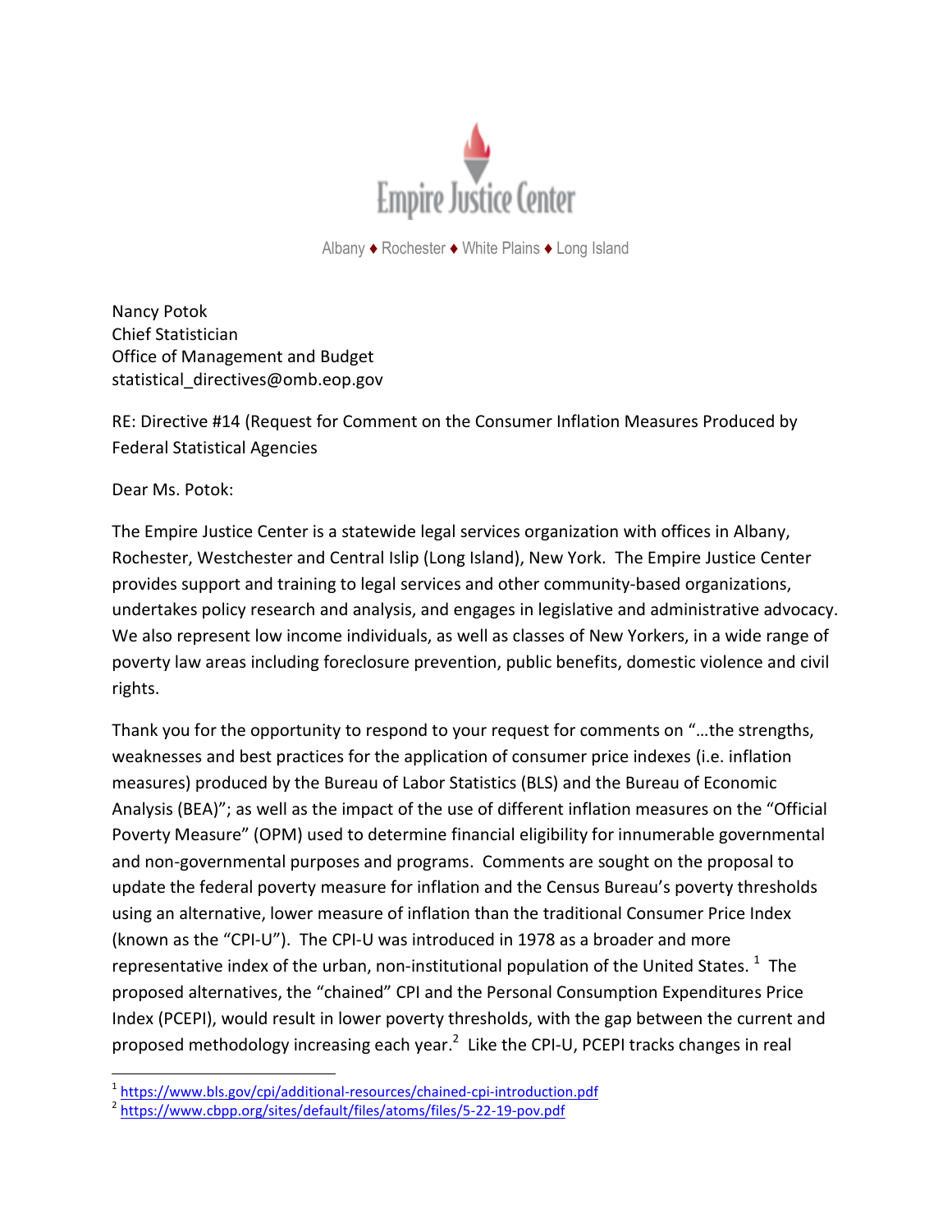Empire Justice Center

Albany ♦ Rochester ♦ White Plains ♦ Long Island

Nancy Potok
Chief Statistician
Office of Management and Budget
statistical_directives@omb.eop.gov

RE: Directive #14 (Request for Comment on the Consumer Inflation Measures Produced by Federal Statistical Agencies

Dear Ms. Potok:

The Empire Justice Center is a statewide legal services organization with offices in Albany, Rochester, Westchester and Central Islip (Long Island), New York. The Empire Justice Center provides support and training to legal services and other community-based organizations, undertakes policy research and analysis, and engages in legislative and administrative advocacy. We also represent low income individuals, as well as classes of New Yorkers, in a wide range of poverty law areas including foreclosure prevention, public benefits, domestic violence and civil rights.

Thank you for the opportunity to respond to your request for comments on "…the strengths, weaknesses and best practices for the application of consumer price indexes (i.e. inflation measures) produced by the Bureau of Labor Statistics (BLS) and the Bureau of Economic Analysis (BEA)"; as well as the impact of the use of different inflation measures on the "Official Poverty Measure" (OPM) used to determine financial eligibility for innumerable governmental and non-governmental purposes and programs. Comments are sought on the proposal to update the federal poverty measure for inflation and the Census Bureau's poverty thresholds using an alternative, lower measure of inflation than the traditional Consumer Price Index (known as the "CPI-U"). The CPI-U was introduced in 1978 as a broader and more representative index of the urban, non-institutional population of the United States. [1] The proposed alternatives, the "chained" CPI and the Personal Consumption Expenditures Price Index (PCEPI), would result in lower poverty thresholds, with the gap between the current and proposed methodology increasing each year.[2] Like the CPI-U, PCEPI tracks changes in real

---

[1] https://www.bls.gov/cpi/additional-resources/chained-cpi-introduction.pdf
[2] https://www.cbpp.org/sites/default/files/atoms/files/5-22-19-pov.pdf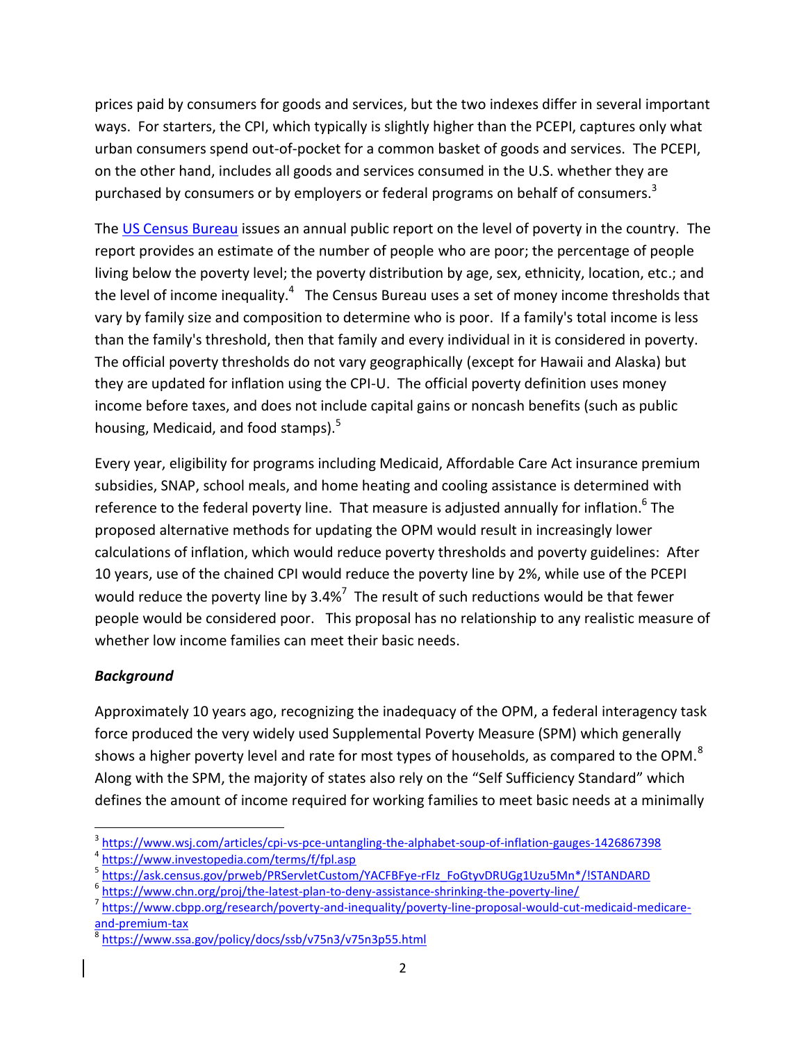prices paid by consumers for goods and services, but the two indexes differ in several important ways. For starters, the CPI, which typically is slightly higher than the PCEPI, captures only what urban consumers spend out-of-pocket for a common basket of goods and services. The PCEPI, on the other hand, includes all goods and services consumed in the U.S. whether they are purchased by consumers or by employers or federal programs on behalf of consumers.[3]

The [US Census Bureau](https://www.census.gov) issues an annual public report on the level of poverty in the country. The report provides an estimate of the number of people who are poor; the percentage of people living below the poverty level; the poverty distribution by age, sex, ethnicity, location, etc.; and the level of income inequality.[4] The Census Bureau uses a set of money income thresholds that vary by family size and composition to determine who is poor. If a family's total income is less than the family's threshold, then that family and every individual in it is considered in poverty. The official poverty thresholds do not vary geographically (except for Hawaii and Alaska) but they are updated for inflation using the CPI-U. The official poverty definition uses money income before taxes, and does not include capital gains or noncash benefits (such as public housing, Medicaid, and food stamps).[5]

Every year, eligibility for programs including Medicaid, Affordable Care Act insurance premium subsidies, SNAP, school meals, and home heating and cooling assistance is determined with reference to the federal poverty line. That measure is adjusted annually for inflation.[6] The proposed alternative methods for updating the OPM would result in increasingly lower calculations of inflation, which would reduce poverty thresholds and poverty guidelines: After 10 years, use of the chained CPI would reduce the poverty line by 2%, while use of the PCEPI would reduce the poverty line by 3.4%[7] The result of such reductions would be that fewer people would be considered poor. This proposal has no relationship to any realistic measure of whether low income families can meet their basic needs.

***Background***

Approximately 10 years ago, recognizing the inadequacy of the OPM, a federal interagency task force produced the very widely used Supplemental Poverty Measure (SPM) which generally shows a higher poverty level and rate for most types of households, as compared to the OPM.[8] Along with the SPM, the majority of states also rely on the "Self Sufficiency Standard" which defines the amount of income required for working families to meet basic needs at a minimally

---

[3] https://www.wsj.com/articles/cpi-vs-pce-untangling-the-alphabet-soup-of-inflation-gauges-1426867398

[4] https://www.investopedia.com/terms/f/fpl.asp

[5] https://ask.census.gov/prweb/PRServletCustom/YACFBFye-rFIz_FoGtyvDRUGg1Uzu5Mn*/!STANDARD

[6] https://www.chn.org/proj/the-latest-plan-to-deny-assistance-shrinking-the-poverty-line/

[7] https://www.cbpp.org/research/poverty-and-inequality/poverty-line-proposal-would-cut-medicaid-medicare-and-premium-tax

[8] https://www.ssa.gov/policy/docs/ssb/v75n3/v75n3p55.html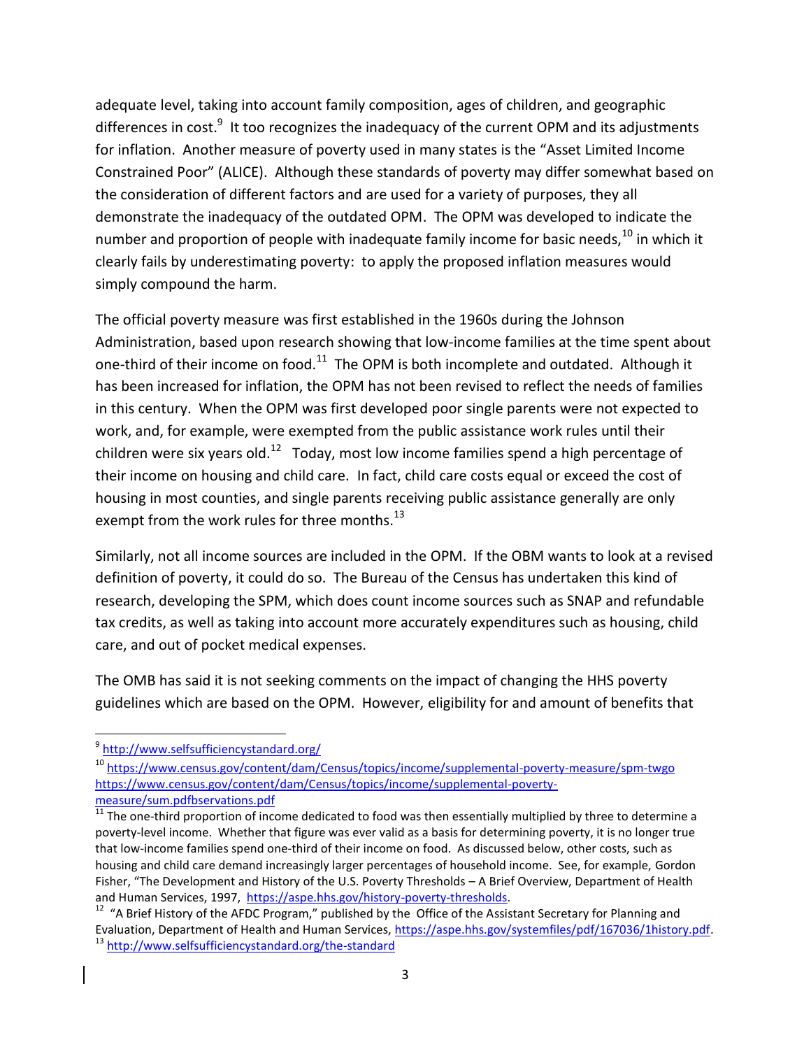adequate level, taking into account family composition, ages of children, and geographic differences in cost.[9] It too recognizes the inadequacy of the current OPM and its adjustments for inflation. Another measure of poverty used in many states is the "Asset Limited Income Constrained Poor" (ALICE). Although these standards of poverty may differ somewhat based on the consideration of different factors and are used for a variety of purposes, they all demonstrate the inadequacy of the outdated OPM. The OPM was developed to indicate the number and proportion of people with inadequate family income for basic needs,[10] in which it clearly fails by underestimating poverty: to apply the proposed inflation measures would simply compound the harm.

The official poverty measure was first established in the 1960s during the Johnson Administration, based upon research showing that low-income families at the time spent about one-third of their income on food.[11] The OPM is both incomplete and outdated. Although it has been increased for inflation, the OPM has not been revised to reflect the needs of families in this century. When the OPM was first developed poor single parents were not expected to work, and, for example, were exempted from the public assistance work rules until their children were six years old.[12] Today, most low income families spend a high percentage of their income on housing and child care. In fact, child care costs equal or exceed the cost of housing in most counties, and single parents receiving public assistance generally are only exempt from the work rules for three months.[13]

Similarly, not all income sources are included in the OPM. If the OBM wants to look at a revised definition of poverty, it could do so. The Bureau of the Census has undertaken this kind of research, developing the SPM, which does count income sources such as SNAP and refundable tax credits, as well as taking into account more accurately expenditures such as housing, child care, and out of pocket medical expenses.

The OMB has said it is not seeking comments on the impact of changing the HHS poverty guidelines which are based on the OPM. However, eligibility for and amount of benefits that

---

[9] http://www.selfsufficiencystandard.org/

[10] https://www.census.gov/content/dam/Census/topics/income/supplemental-poverty-measure/spm-twgo https://www.census.gov/content/dam/Census/topics/income/supplemental-poverty-measure/sum.pdfbservations.pdf

[11] The one-third proportion of income dedicated to food was then essentially multiplied by three to determine a poverty-level income. Whether that figure was ever valid as a basis for determining poverty, it is no longer true that low-income families spend one-third of their income on food. As discussed below, other costs, such as housing and child care demand increasingly larger percentages of household income. See, for example, Gordon Fisher, "The Development and History of the U.S. Poverty Thresholds – A Brief Overview, Department of Health and Human Services, 1997, https://aspe.hhs.gov/history-poverty-thresholds.

[12] "A Brief History of the AFDC Program," published by the Office of the Assistant Secretary for Planning and Evaluation, Department of Health and Human Services, https://aspe.hhs.gov/systemfiles/pdf/167036/1history.pdf.

[13] http://www.selfsufficiencystandard.org/the-standard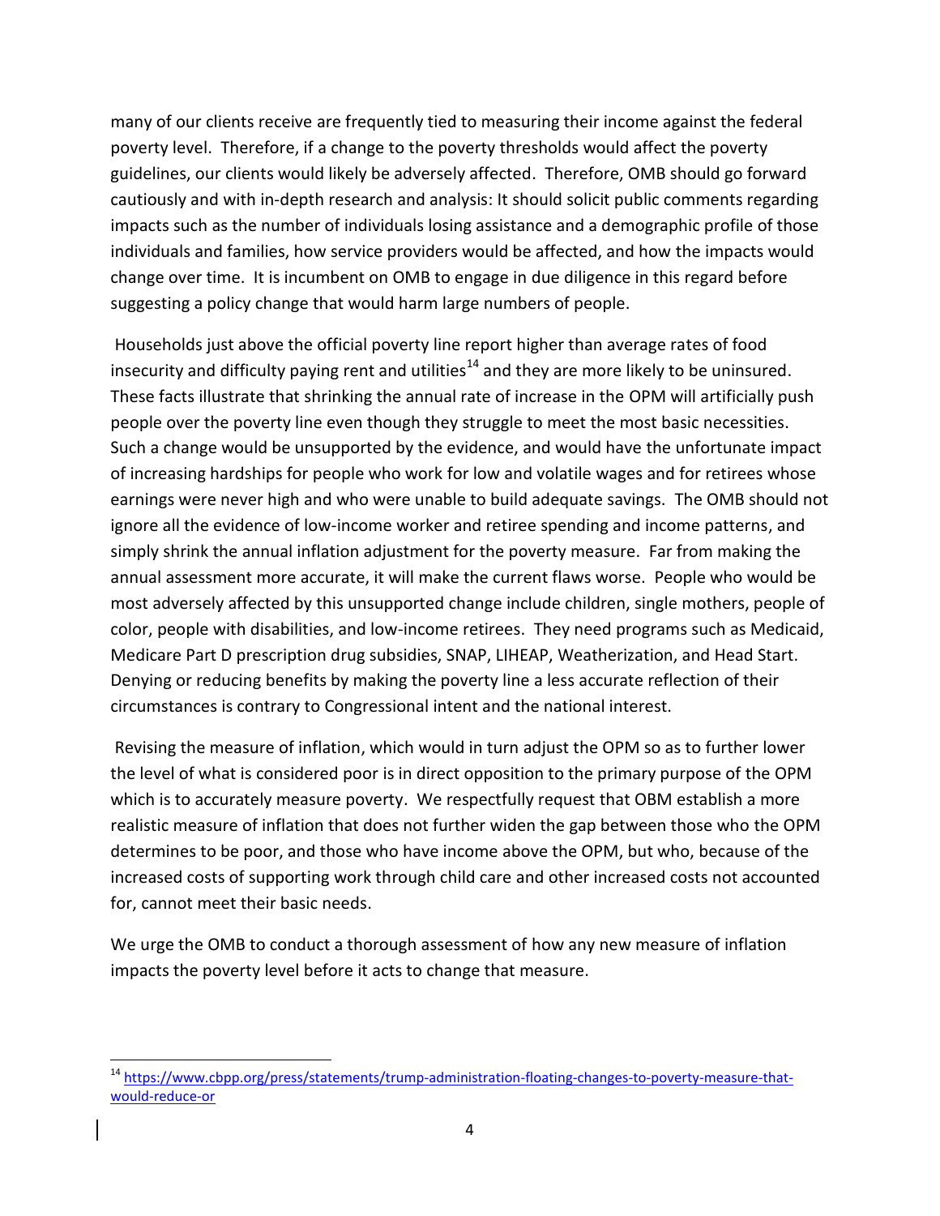many of our clients receive are frequently tied to measuring their income against the federal poverty level. Therefore, if a change to the poverty thresholds would affect the poverty guidelines, our clients would likely be adversely affected. Therefore, OMB should go forward cautiously and with in-depth research and analysis: It should solicit public comments regarding impacts such as the number of individuals losing assistance and a demographic profile of those individuals and families, how service providers would be affected, and how the impacts would change over time. It is incumbent on OMB to engage in due diligence in this regard before suggesting a policy change that would harm large numbers of people.

Households just above the official poverty line report higher than average rates of food insecurity and difficulty paying rent and utilities[14] and they are more likely to be uninsured. These facts illustrate that shrinking the annual rate of increase in the OPM will artificially push people over the poverty line even though they struggle to meet the most basic necessities. Such a change would be unsupported by the evidence, and would have the unfortunate impact of increasing hardships for people who work for low and volatile wages and for retirees whose earnings were never high and who were unable to build adequate savings. The OMB should not ignore all the evidence of low-income worker and retiree spending and income patterns, and simply shrink the annual inflation adjustment for the poverty measure. Far from making the annual assessment more accurate, it will make the current flaws worse. People who would be most adversely affected by this unsupported change include children, single mothers, people of color, people with disabilities, and low-income retirees. They need programs such as Medicaid, Medicare Part D prescription drug subsidies, SNAP, LIHEAP, Weatherization, and Head Start. Denying or reducing benefits by making the poverty line a less accurate reflection of their circumstances is contrary to Congressional intent and the national interest.

Revising the measure of inflation, which would in turn adjust the OPM so as to further lower the level of what is considered poor is in direct opposition to the primary purpose of the OPM which is to accurately measure poverty. We respectfully request that OBM establish a more realistic measure of inflation that does not further widen the gap between those who the OPM determines to be poor, and those who have income above the OPM, but who, because of the increased costs of supporting work through child care and other increased costs not accounted for, cannot meet their basic needs.

We urge the OMB to conduct a thorough assessment of how any new measure of inflation impacts the poverty level before it acts to change that measure.

---

[14] https://www.cbpp.org/press/statements/trump-administration-floating-changes-to-poverty-measure-that-would-reduce-or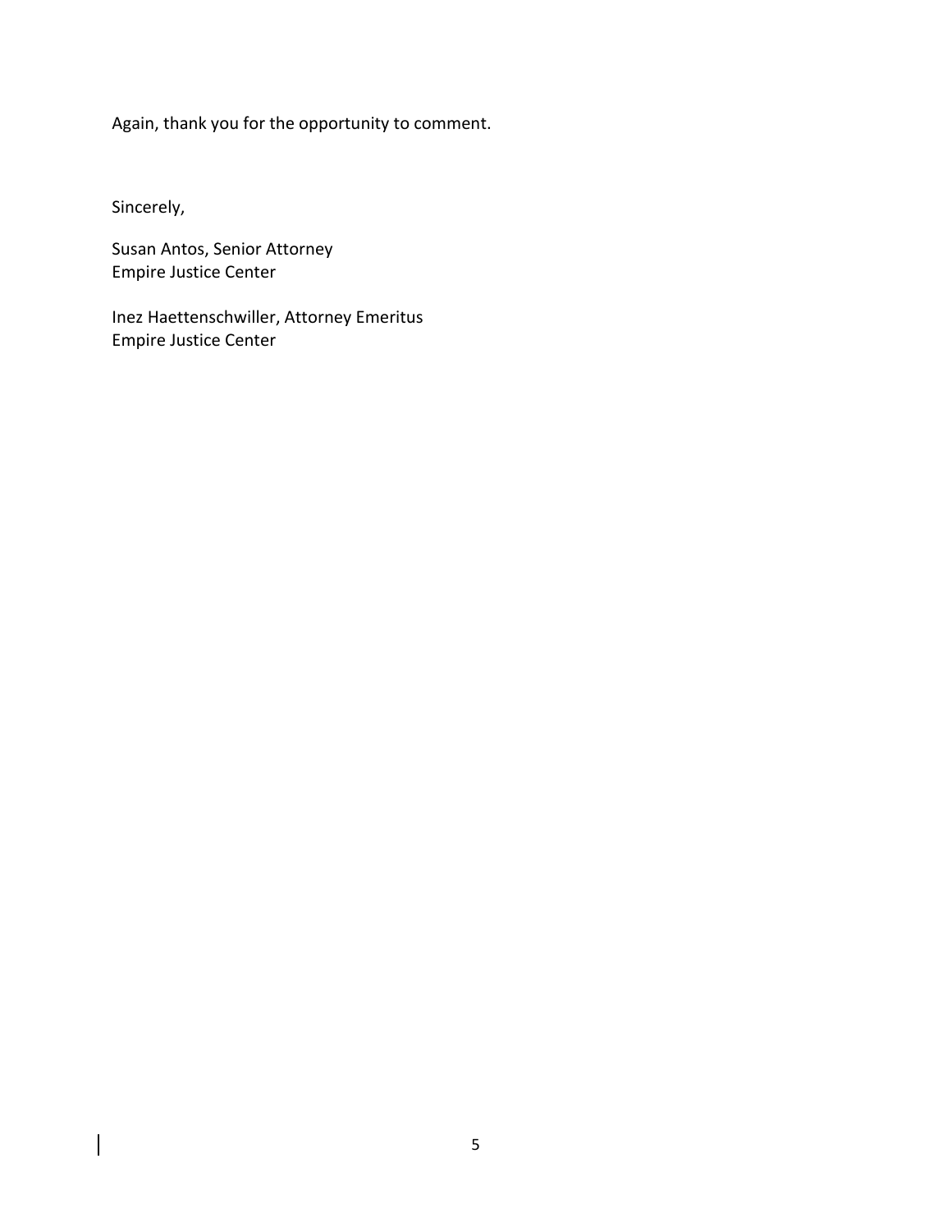Again, thank you for the opportunity to comment.

Sincerely,

Susan Antos, Senior Attorney
Empire Justice Center

Inez Haettenschwiller, Attorney Emeritus
Empire Justice Center